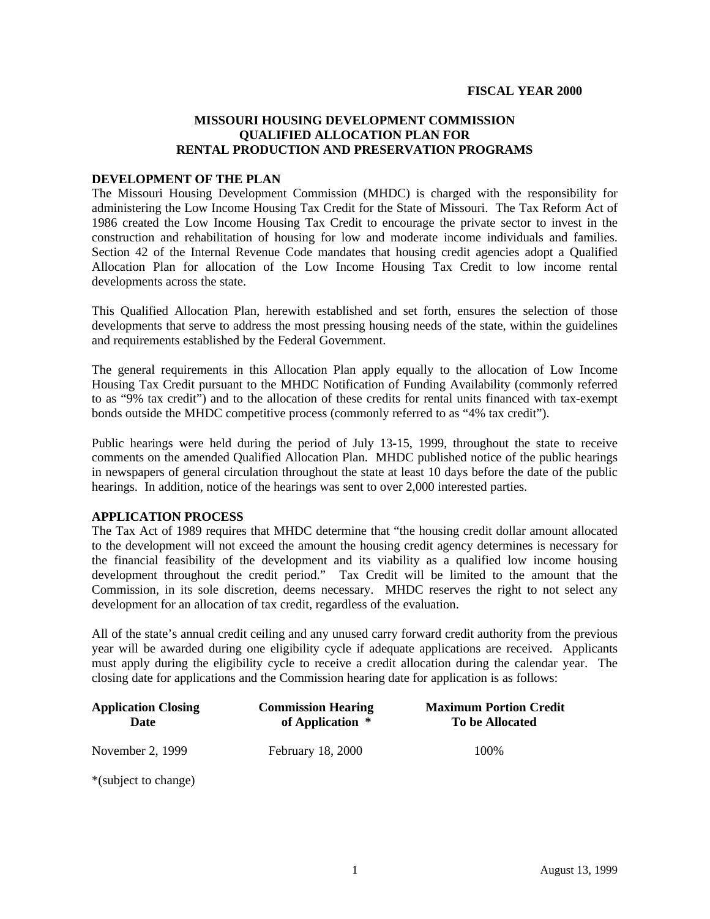**FISCAL YEAR 2000**

# MISSOURI HOUSING DEVELOPMENT COMMISSION QUALIFIED ALLOCATION PLAN FOR RENTAL PRODUCTION AND PRESERVATION PROGRAMS

## DEVELOPMENT OF THE PLAN

The Missouri Housing Development Commission (MHDC) is charged with the responsibility for administering the Low Income Housing Tax Credit for the State of Missouri. The Tax Reform Act of 1986 created the Low Income Housing Tax Credit to encourage the private sector to invest in the construction and rehabilitation of housing for low and moderate income individuals and families. Section 42 of the Internal Revenue Code mandates that housing credit agencies adopt a Qualified Allocation Plan for allocation of the Low Income Housing Tax Credit to low income rental developments across the state.

This Qualified Allocation Plan, herewith established and set forth, ensures the selection of those developments that serve to address the most pressing housing needs of the state, within the guidelines and requirements established by the Federal Government.

The general requirements in this Allocation Plan apply equally to the allocation of Low Income Housing Tax Credit pursuant to the MHDC Notification of Funding Availability (commonly referred to as "9% tax credit") and to the allocation of these credits for rental units financed with tax-exempt bonds outside the MHDC competitive process (commonly referred to as "4% tax credit").

Public hearings were held during the period of July 13-15, 1999, throughout the state to receive comments on the amended Qualified Allocation Plan. MHDC published notice of the public hearings in newspapers of general circulation throughout the state at least 10 days before the date of the public hearings. In addition, notice of the hearings was sent to over 2,000 interested parties.

## APPLICATION PROCESS

The Tax Act of 1989 requires that MHDC determine that "the housing credit dollar amount allocated to the development will not exceed the amount the housing credit agency determines is necessary for the financial feasibility of the development and its viability as a qualified low income housing development throughout the credit period." Tax Credit will be limited to the amount that the Commission, in its sole discretion, deems necessary. MHDC reserves the right to not select any development for an allocation of tax credit, regardless of the evaluation.

All of the state's annual credit ceiling and any unused carry forward credit authority from the previous year will be awarded during one eligibility cycle if adequate applications are received. Applicants must apply during the eligibility cycle to receive a credit allocation during the calendar year. The closing date for applications and the Commission hearing date for application is as follows:

| Application Closing Date | Commission Hearing of Application * | Maximum Portion Credit To be Allocated |
|---|---|---|
| November 2, 1999 | February 18, 2000 | 100% |

*(subject to change)

August 13, 1999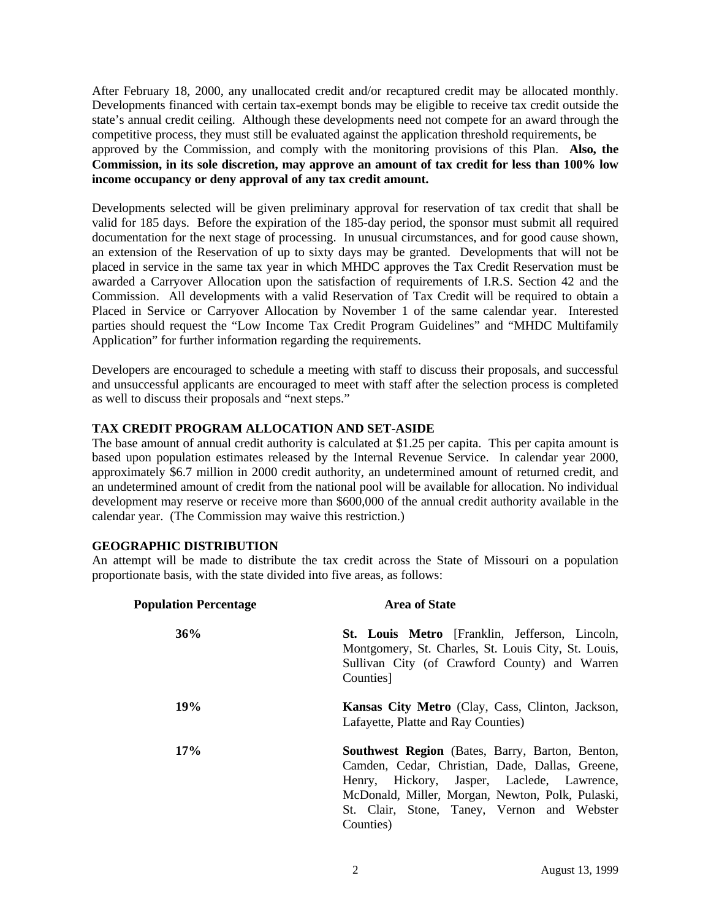After February 18, 2000, any unallocated credit and/or recaptured credit may be allocated monthly. Developments financed with certain tax-exempt bonds may be eligible to receive tax credit outside the state's annual credit ceiling. Although these developments need not compete for an award through the competitive process, they must still be evaluated against the application threshold requirements, be approved by the Commission, and comply with the monitoring provisions of this Plan. **Also, the Commission, in its sole discretion, may approve an amount of tax credit for less than 100% low income occupancy or deny approval of any tax credit amount.**

Developments selected will be given preliminary approval for reservation of tax credit that shall be valid for 185 days. Before the expiration of the 185-day period, the sponsor must submit all required documentation for the next stage of processing. In unusual circumstances, and for good cause shown, an extension of the Reservation of up to sixty days may be granted. Developments that will not be placed in service in the same tax year in which MHDC approves the Tax Credit Reservation must be awarded a Carryover Allocation upon the satisfaction of requirements of I.R.S. Section 42 and the Commission. All developments with a valid Reservation of Tax Credit will be required to obtain a Placed in Service or Carryover Allocation by November 1 of the same calendar year. Interested parties should request the "Low Income Tax Credit Program Guidelines" and "MHDC Multifamily Application" for further information regarding the requirements.

Developers are encouraged to schedule a meeting with staff to discuss their proposals, and successful and unsuccessful applicants are encouraged to meet with staff after the selection process is completed as well to discuss their proposals and "next steps."

## TAX CREDIT PROGRAM ALLOCATION AND SET-ASIDE

The base amount of annual credit authority is calculated at $1.25 per capita. This per capita amount is based upon population estimates released by the Internal Revenue Service. In calendar year 2000, approximately $6.7 million in 2000 credit authority, an undetermined amount of returned credit, and an undetermined amount of credit from the national pool will be available for allocation. No individual development may reserve or receive more than $600,000 of the annual credit authority available in the calendar year. (The Commission may waive this restriction.)

## GEOGRAPHIC DISTRIBUTION

An attempt will be made to distribute the tax credit across the State of Missouri on a population proportionate basis, with the state divided into five areas, as follows:

| Population Percentage | Area of State |
|---|---|
| **36%** | **St. Louis Metro** [Franklin, Jefferson, Lincoln, Montgomery, St. Charles, St. Louis City, St. Louis, Sullivan City (of Crawford County) and Warren Counties] |
| **19%** | **Kansas City Metro** (Clay, Cass, Clinton, Jackson, Lafayette, Platte and Ray Counties) |
| **17%** | **Southwest Region** (Bates, Barry, Barton, Benton, Camden, Cedar, Christian, Dade, Dallas, Greene, Henry, Hickory, Jasper, Laclede, Lawrence, McDonald, Miller, Morgan, Newton, Polk, Pulaski, St. Clair, Stone, Taney, Vernon and Webster Counties) |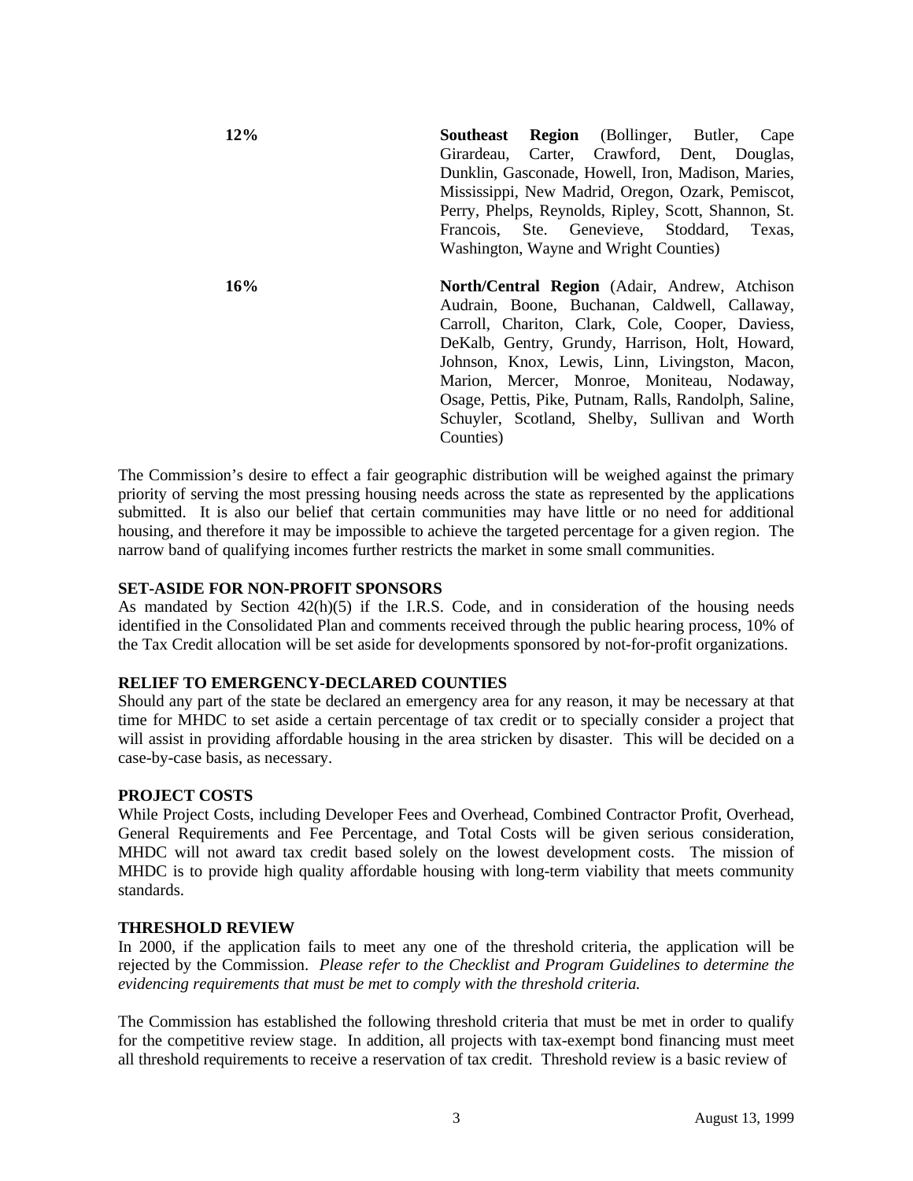**12%** **Southeast Region** (Bollinger, Butler, Cape Girardeau, Carter, Crawford, Dent, Douglas, Dunklin, Gasconade, Howell, Iron, Madison, Maries, Mississippi, New Madrid, Oregon, Ozark, Pemiscot, Perry, Phelps, Reynolds, Ripley, Scott, Shannon, St. Francois, Ste. Genevieve, Stoddard, Texas, Washington, Wayne and Wright Counties)

**16%** **North/Central Region** (Adair, Andrew, Atchison Audrain, Boone, Buchanan, Caldwell, Callaway, Carroll, Chariton, Clark, Cole, Cooper, Daviess, DeKalb, Gentry, Grundy, Harrison, Holt, Howard, Johnson, Knox, Lewis, Linn, Livingston, Macon, Marion, Mercer, Monroe, Moniteau, Nodaway, Osage, Pettis, Pike, Putnam, Ralls, Randolph, Saline, Schuyler, Scotland, Shelby, Sullivan and Worth Counties)

The Commission's desire to effect a fair geographic distribution will be weighed against the primary priority of serving the most pressing housing needs across the state as represented by the applications submitted. It is also our belief that certain communities may have little or no need for additional housing, and therefore it may be impossible to achieve the targeted percentage for a given region. The narrow band of qualifying incomes further restricts the market in some small communities.

**SET-ASIDE FOR NON-PROFIT SPONSORS**
As mandated by Section 42(h)(5) if the I.R.S. Code, and in consideration of the housing needs identified in the Consolidated Plan and comments received through the public hearing process, 10% of the Tax Credit allocation will be set aside for developments sponsored by not-for-profit organizations.

**RELIEF TO EMERGENCY-DECLARED COUNTIES**
Should any part of the state be declared an emergency area for any reason, it may be necessary at that time for MHDC to set aside a certain percentage of tax credit or to specially consider a project that will assist in providing affordable housing in the area stricken by disaster. This will be decided on a case-by-case basis, as necessary.

**PROJECT COSTS**
While Project Costs, including Developer Fees and Overhead, Combined Contractor Profit, Overhead, General Requirements and Fee Percentage, and Total Costs will be given serious consideration, MHDC will not award tax credit based solely on the lowest development costs. The mission of MHDC is to provide high quality affordable housing with long-term viability that meets community standards.

**THRESHOLD REVIEW**
In 2000, if the application fails to meet any one of the threshold criteria, the application will be rejected by the Commission. *Please refer to the Checklist and Program Guidelines to determine the evidencing requirements that must be met to comply with the threshold criteria.*

The Commission has established the following threshold criteria that must be met in order to qualify for the competitive review stage. In addition, all projects with tax-exempt bond financing must meet all threshold requirements to receive a reservation of tax credit. Threshold review is a basic review of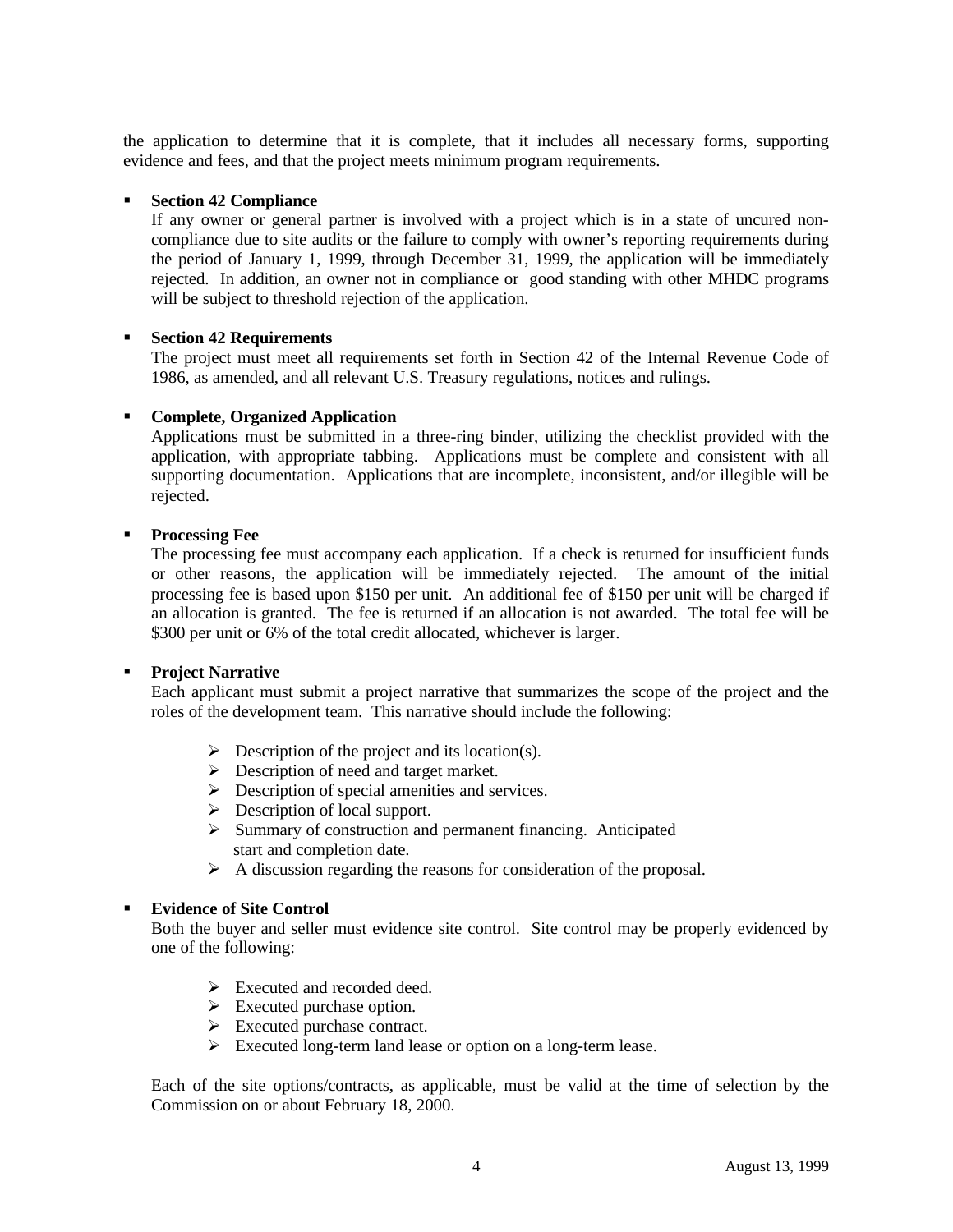the application to determine that it is complete, that it includes all necessary forms, supporting evidence and fees, and that the project meets minimum program requirements.

- **Section 42 Compliance**
  If any owner or general partner is involved with a project which is in a state of uncured non-compliance due to site audits or the failure to comply with owner's reporting requirements during the period of January 1, 1999, through December 31, 1999, the application will be immediately rejected. In addition, an owner not in compliance or good standing with other MHDC programs will be subject to threshold rejection of the application.

- **Section 42 Requirements**
  The project must meet all requirements set forth in Section 42 of the Internal Revenue Code of 1986, as amended, and all relevant U.S. Treasury regulations, notices and rulings.

- **Complete, Organized Application**
  Applications must be submitted in a three-ring binder, utilizing the checklist provided with the application, with appropriate tabbing. Applications must be complete and consistent with all supporting documentation. Applications that are incomplete, inconsistent, and/or illegible will be rejected.

- **Processing Fee**
  The processing fee must accompany each application. If a check is returned for insufficient funds or other reasons, the application will be immediately rejected. The amount of the initial processing fee is based upon $150 per unit. An additional fee of $150 per unit will be charged if an allocation is granted. The fee is returned if an allocation is not awarded. The total fee will be $300 per unit or 6% of the total credit allocated, whichever is larger.

- **Project Narrative**
  Each applicant must submit a project narrative that summarizes the scope of the project and the roles of the development team. This narrative should include the following:

  - Description of the project and its location(s).
  - Description of need and target market.
  - Description of special amenities and services.
  - Description of local support.
  - Summary of construction and permanent financing. Anticipated start and completion date.
  - A discussion regarding the reasons for consideration of the proposal.

- **Evidence of Site Control**
  Both the buyer and seller must evidence site control. Site control may be properly evidenced by one of the following:

  - Executed and recorded deed.
  - Executed purchase option.
  - Executed purchase contract.
  - Executed long-term land lease or option on a long-term lease.

  Each of the site options/contracts, as applicable, must be valid at the time of selection by the Commission on or about February 18, 2000.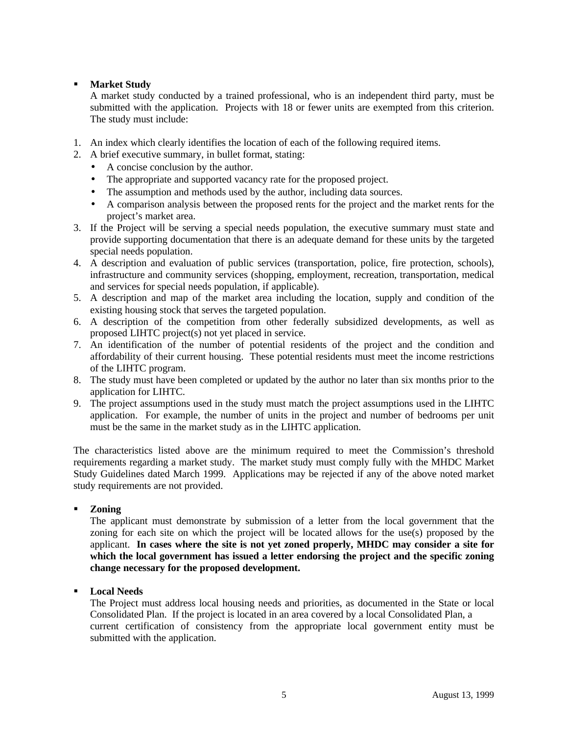- **Market Study**

  A market study conducted by a trained professional, who is an independent third party, must be submitted with the application. Projects with 18 or fewer units are exempted from this criterion. The study must include:

1. An index which clearly identifies the location of each of the following required items.
2. A brief executive summary, in bullet format, stating:
   - A concise conclusion by the author.
   - The appropriate and supported vacancy rate for the proposed project.
   - The assumption and methods used by the author, including data sources.
   - A comparison analysis between the proposed rents for the project and the market rents for the project's market area.
3. If the Project will be serving a special needs population, the executive summary must state and provide supporting documentation that there is an adequate demand for these units by the targeted special needs population.
4. A description and evaluation of public services (transportation, police, fire protection, schools), infrastructure and community services (shopping, employment, recreation, transportation, medical and services for special needs population, if applicable).
5. A description and map of the market area including the location, supply and condition of the existing housing stock that serves the targeted population.
6. A description of the competition from other federally subsidized developments, as well as proposed LIHTC project(s) not yet placed in service.
7. An identification of the number of potential residents of the project and the condition and affordability of their current housing. These potential residents must meet the income restrictions of the LIHTC program.
8. The study must have been completed or updated by the author no later than six months prior to the application for LIHTC.
9. The project assumptions used in the study must match the project assumptions used in the LIHTC application. For example, the number of units in the project and number of bedrooms per unit must be the same in the market study as in the LIHTC application.

The characteristics listed above are the minimum required to meet the Commission's threshold requirements regarding a market study. The market study must comply fully with the MHDC Market Study Guidelines dated March 1999. Applications may be rejected if any of the above noted market study requirements are not provided.

- **Zoning**

  The applicant must demonstrate by submission of a letter from the local government that the zoning for each site on which the project will be located allows for the use(s) proposed by the applicant. **In cases where the site is not yet zoned properly, MHDC may consider a site for which the local government has issued a letter endorsing the project and the specific zoning change necessary for the proposed development.**

- **Local Needs**

  The Project must address local housing needs and priorities, as documented in the State or local Consolidated Plan. If the project is located in an area covered by a local Consolidated Plan, a current certification of consistency from the appropriate local government entity must be submitted with the application.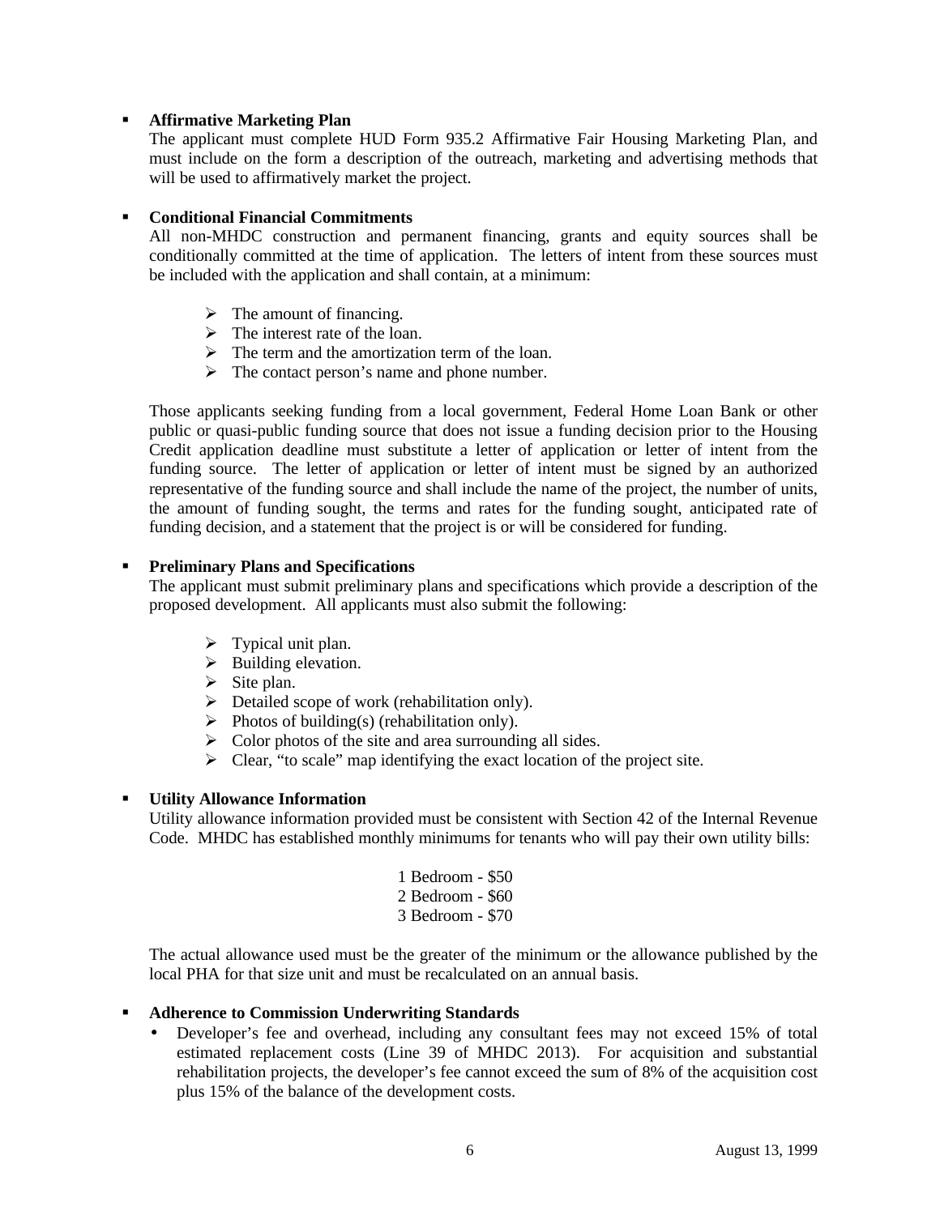- **Affirmative Marketing Plan**
  The applicant must complete HUD Form 935.2 Affirmative Fair Housing Marketing Plan, and must include on the form a description of the outreach, marketing and advertising methods that will be used to affirmatively market the project.

- **Conditional Financial Commitments**
  All non-MHDC construction and permanent financing, grants and equity sources shall be conditionally committed at the time of application. The letters of intent from these sources must be included with the application and shall contain, at a minimum:

  - The amount of financing.
  - The interest rate of the loan.
  - The term and the amortization term of the loan.
  - The contact person's name and phone number.

  Those applicants seeking funding from a local government, Federal Home Loan Bank or other public or quasi-public funding source that does not issue a funding decision prior to the Housing Credit application deadline must substitute a letter of application or letter of intent from the funding source. The letter of application or letter of intent must be signed by an authorized representative of the funding source and shall include the name of the project, the number of units, the amount of funding sought, the terms and rates for the funding sought, anticipated rate of funding decision, and a statement that the project is or will be considered for funding.

- **Preliminary Plans and Specifications**
  The applicant must submit preliminary plans and specifications which provide a description of the proposed development. All applicants must also submit the following:

  - Typical unit plan.
  - Building elevation.
  - Site plan.
  - Detailed scope of work (rehabilitation only).
  - Photos of building(s) (rehabilitation only).
  - Color photos of the site and area surrounding all sides.
  - Clear, "to scale" map identifying the exact location of the project site.

- **Utility Allowance Information**
  Utility allowance information provided must be consistent with Section 42 of the Internal Revenue Code. MHDC has established monthly minimums for tenants who will pay their own utility bills:

  1 Bedroom - $50
  2 Bedroom - $60
  3 Bedroom - $70

  The actual allowance used must be the greater of the minimum or the allowance published by the local PHA for that size unit and must be recalculated on an annual basis.

- **Adherence to Commission Underwriting Standards**
  - Developer's fee and overhead, including any consultant fees may not exceed 15% of total estimated replacement costs (Line 39 of MHDC 2013). For acquisition and substantial rehabilitation projects, the developer's fee cannot exceed the sum of 8% of the acquisition cost plus 15% of the balance of the development costs.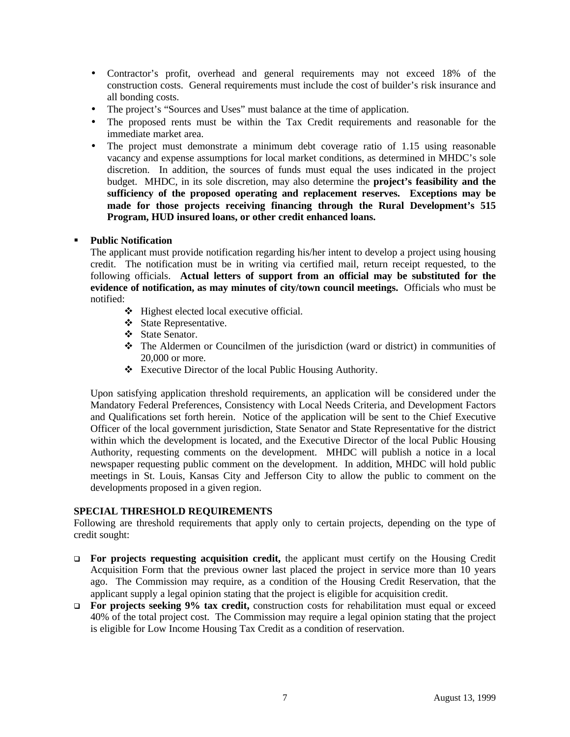- Contractor's profit, overhead and general requirements may not exceed 18% of the construction costs. General requirements must include the cost of builder's risk insurance and all bonding costs.
- The project's "Sources and Uses" must balance at the time of application.
- The proposed rents must be within the Tax Credit requirements and reasonable for the immediate market area.
- The project must demonstrate a minimum debt coverage ratio of 1.15 using reasonable vacancy and expense assumptions for local market conditions, as determined in MHDC's sole discretion. In addition, the sources of funds must equal the uses indicated in the project budget. MHDC, in its sole discretion, may also determine the **project's feasibility and the sufficiency of the proposed operating and replacement reserves. Exceptions may be made for those projects receiving financing through the Rural Development's 515 Program, HUD insured loans, or other credit enhanced loans.**

- **Public Notification**

  The applicant must provide notification regarding his/her intent to develop a project using housing credit. The notification must be in writing via certified mail, return receipt requested, to the following officials. **Actual letters of support from an official may be substituted for the evidence of notification, as may minutes of city/town council meetings.** Officials who must be notified:

  - Highest elected local executive official.
  - State Representative.
  - State Senator.
  - The Aldermen or Councilmen of the jurisdiction (ward or district) in communities of 20,000 or more.
  - Executive Director of the local Public Housing Authority.

  Upon satisfying application threshold requirements, an application will be considered under the Mandatory Federal Preferences, Consistency with Local Needs Criteria, and Development Factors and Qualifications set forth herein. Notice of the application will be sent to the Chief Executive Officer of the local government jurisdiction, State Senator and State Representative for the district within which the development is located, and the Executive Director of the local Public Housing Authority, requesting comments on the development. MHDC will publish a notice in a local newspaper requesting public comment on the development. In addition, MHDC will hold public meetings in St. Louis, Kansas City and Jefferson City to allow the public to comment on the developments proposed in a given region.

**SPECIAL THRESHOLD REQUIREMENTS**

Following are threshold requirements that apply only to certain projects, depending on the type of credit sought:

- **For projects requesting acquisition credit,** the applicant must certify on the Housing Credit Acquisition Form that the previous owner last placed the project in service more than 10 years ago. The Commission may require, as a condition of the Housing Credit Reservation, that the applicant supply a legal opinion stating that the project is eligible for acquisition credit.
- **For projects seeking 9% tax credit,** construction costs for rehabilitation must equal or exceed 40% of the total project cost. The Commission may require a legal opinion stating that the project is eligible for Low Income Housing Tax Credit as a condition of reservation.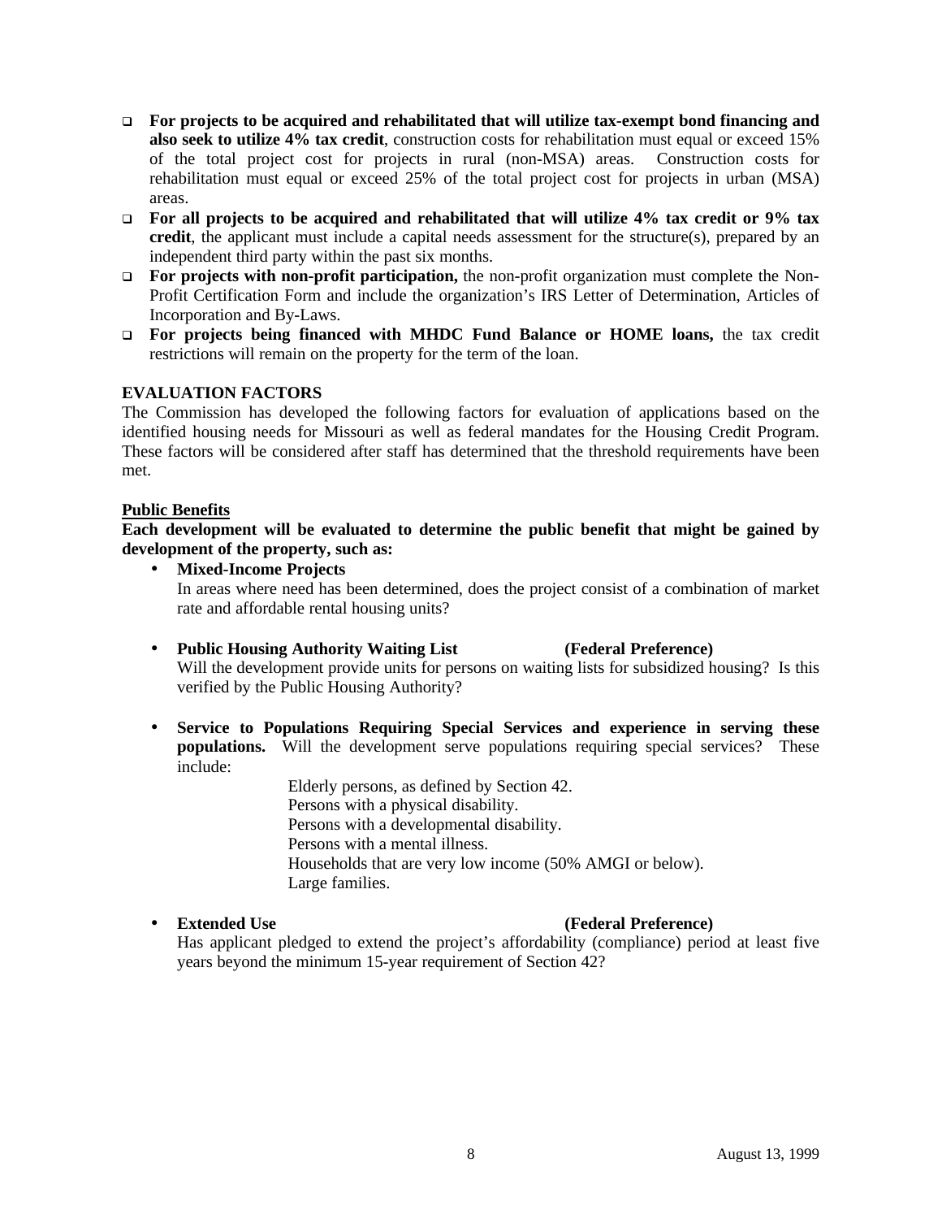- **For projects to be acquired and rehabilitated that will utilize tax-exempt bond financing and also seek to utilize 4% tax credit**, construction costs for rehabilitation must equal or exceed 15% of the total project cost for projects in rural (non-MSA) areas. Construction costs for rehabilitation must equal or exceed 25% of the total project cost for projects in urban (MSA) areas.
- **For all projects to be acquired and rehabilitated that will utilize 4% tax credit or 9% tax credit**, the applicant must include a capital needs assessment for the structure(s), prepared by an independent third party within the past six months.
- **For projects with non-profit participation,** the non-profit organization must complete the Non-Profit Certification Form and include the organization's IRS Letter of Determination, Articles of Incorporation and By-Laws.
- **For projects being financed with MHDC Fund Balance or HOME loans,** the tax credit restrictions will remain on the property for the term of the loan.

**EVALUATION FACTORS**

The Commission has developed the following factors for evaluation of applications based on the identified housing needs for Missouri as well as federal mandates for the Housing Credit Program. These factors will be considered after staff has determined that the threshold requirements have been met.

**Public Benefits**

**Each development will be evaluated to determine the public benefit that might be gained by development of the property, such as:**

- **Mixed-Income Projects**
  In areas where need has been determined, does the project consist of a combination of market rate and affordable rental housing units?

- **Public Housing Authority Waiting List** **(Federal Preference)**
  Will the development provide units for persons on waiting lists for subsidized housing? Is this verified by the Public Housing Authority?

- **Service to Populations Requiring Special Services and experience in serving these populations.** Will the development serve populations requiring special services? These include:

  Elderly persons, as defined by Section 42.
  Persons with a physical disability.
  Persons with a developmental disability.
  Persons with a mental illness.
  Households that are very low income (50% AMGI or below).
  Large families.

- **Extended Use** **(Federal Preference)**
  Has applicant pledged to extend the project's affordability (compliance) period at least five years beyond the minimum 15-year requirement of Section 42?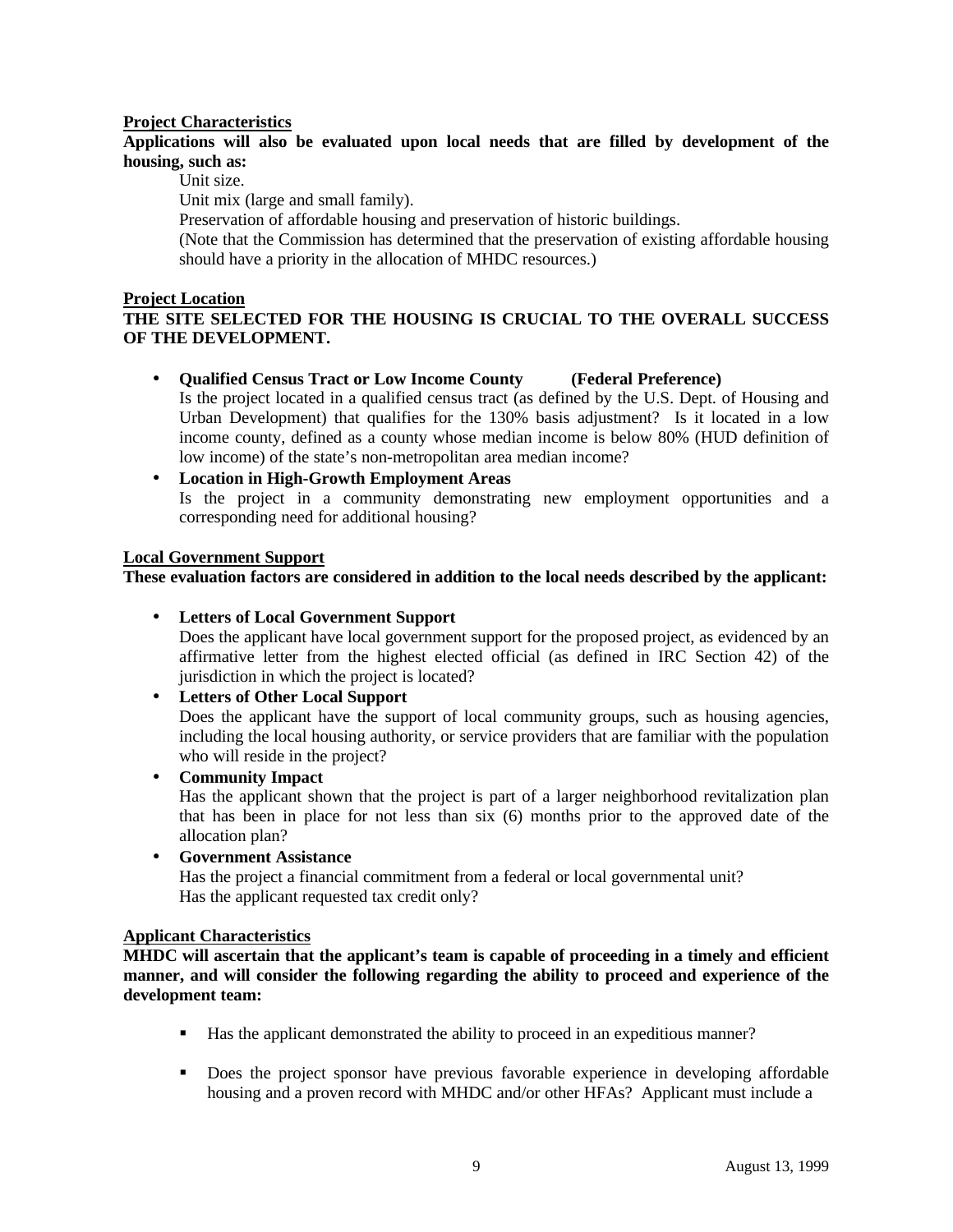**<u>Project Characteristics</u>**

**Applications will also be evaluated upon local needs that are filled by development of the housing, such as:**

Unit size.

Unit mix (large and small family).

Preservation of affordable housing and preservation of historic buildings.

(Note that the Commission has determined that the preservation of existing affordable housing should have a priority in the allocation of MHDC resources.)

**<u>Project Location</u>**

**THE SITE SELECTED FOR THE HOUSING IS CRUCIAL TO THE OVERALL SUCCESS OF THE DEVELOPMENT.**

- **Qualified Census Tract or Low Income County (Federal Preference)**
  Is the project located in a qualified census tract (as defined by the U.S. Dept. of Housing and Urban Development) that qualifies for the 130% basis adjustment? Is it located in a low income county, defined as a county whose median income is below 80% (HUD definition of low income) of the state's non-metropolitan area median income?
- **Location in High-Growth Employment Areas**
  Is the project in a community demonstrating new employment opportunities and a corresponding need for additional housing?

**<u>Local Government Support</u>**

**These evaluation factors are considered in addition to the local needs described by the applicant:**

- **Letters of Local Government Support**
  Does the applicant have local government support for the proposed project, as evidenced by an affirmative letter from the highest elected official (as defined in IRC Section 42) of the jurisdiction in which the project is located?
- **Letters of Other Local Support**
  Does the applicant have the support of local community groups, such as housing agencies, including the local housing authority, or service providers that are familiar with the population who will reside in the project?
- **Community Impact**
  Has the applicant shown that the project is part of a larger neighborhood revitalization plan that has been in place for not less than six (6) months prior to the approved date of the allocation plan?
- **Government Assistance**
  Has the project a financial commitment from a federal or local governmental unit?
  Has the applicant requested tax credit only?

**<u>Applicant Characteristics</u>**

**MHDC will ascertain that the applicant's team is capable of proceeding in a timely and efficient manner, and will consider the following regarding the ability to proceed and experience of the development team:**

- Has the applicant demonstrated the ability to proceed in an expeditious manner?
- Does the project sponsor have previous favorable experience in developing affordable housing and a proven record with MHDC and/or other HFAs? Applicant must include a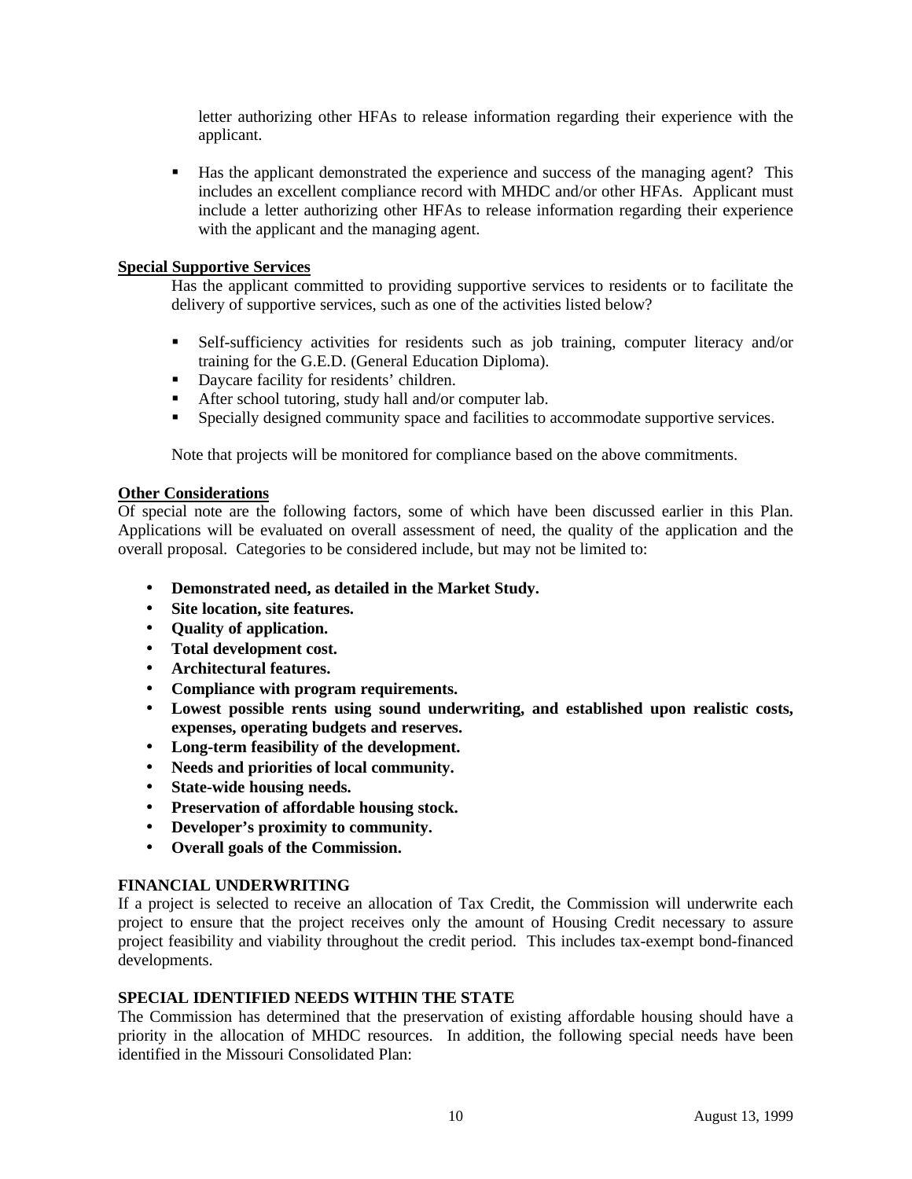letter authorizing other HFAs to release information regarding their experience with the applicant.

- Has the applicant demonstrated the experience and success of the managing agent? This includes an excellent compliance record with MHDC and/or other HFAs. Applicant must include a letter authorizing other HFAs to release information regarding their experience with the applicant and the managing agent.

**Special Supportive Services**

Has the applicant committed to providing supportive services to residents or to facilitate the delivery of supportive services, such as one of the activities listed below?

- Self-sufficiency activities for residents such as job training, computer literacy and/or training for the G.E.D. (General Education Diploma).
- Daycare facility for residents' children.
- After school tutoring, study hall and/or computer lab.
- Specially designed community space and facilities to accommodate supportive services.

Note that projects will be monitored for compliance based on the above commitments.

**Other Considerations**

Of special note are the following factors, some of which have been discussed earlier in this Plan. Applications will be evaluated on overall assessment of need, the quality of the application and the overall proposal. Categories to be considered include, but may not be limited to:

- **Demonstrated need, as detailed in the Market Study.**
- **Site location, site features.**
- **Quality of application.**
- **Total development cost.**
- **Architectural features.**
- **Compliance with program requirements.**
- **Lowest possible rents using sound underwriting, and established upon realistic costs, expenses, operating budgets and reserves.**
- **Long-term feasibility of the development.**
- **Needs and priorities of local community.**
- **State-wide housing needs.**
- **Preservation of affordable housing stock.**
- **Developer's proximity to community.**
- **Overall goals of the Commission.**

**FINANCIAL UNDERWRITING**

If a project is selected to receive an allocation of Tax Credit, the Commission will underwrite each project to ensure that the project receives only the amount of Housing Credit necessary to assure project feasibility and viability throughout the credit period. This includes tax-exempt bond-financed developments.

**SPECIAL IDENTIFIED NEEDS WITHIN THE STATE**

The Commission has determined that the preservation of existing affordable housing should have a priority in the allocation of MHDC resources. In addition, the following special needs have been identified in the Missouri Consolidated Plan: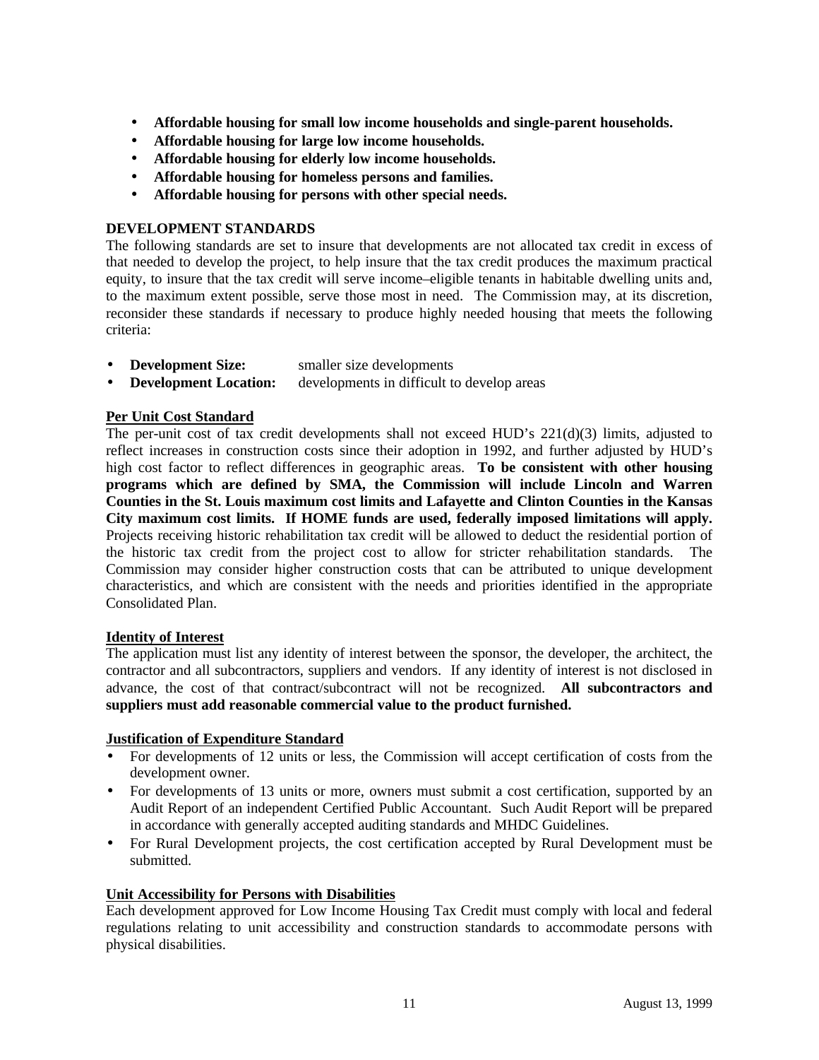- **Affordable housing for small low income households and single-parent households.**
- **Affordable housing for large low income households.**
- **Affordable housing for elderly low income households.**
- **Affordable housing for homeless persons and families.**
- **Affordable housing for persons with other special needs.**

## DEVELOPMENT STANDARDS

The following standards are set to insure that developments are not allocated tax credit in excess of that needed to develop the project, to help insure that the tax credit produces the maximum practical equity, to insure that the tax credit will serve income–eligible tenants in habitable dwelling units and, to the maximum extent possible, serve those most in need. The Commission may, at its discretion, reconsider these standards if necessary to produce highly needed housing that meets the following criteria:

- **Development Size:** smaller size developments
- **Development Location:** developments in difficult to develop areas

### Per Unit Cost Standard

The per-unit cost of tax credit developments shall not exceed HUD's 221(d)(3) limits, adjusted to reflect increases in construction costs since their adoption in 1992, and further adjusted by HUD's high cost factor to reflect differences in geographic areas. **To be consistent with other housing programs which are defined by SMA, the Commission will include Lincoln and Warren Counties in the St. Louis maximum cost limits and Lafayette and Clinton Counties in the Kansas City maximum cost limits. If HOME funds are used, federally imposed limitations will apply.** Projects receiving historic rehabilitation tax credit will be allowed to deduct the residential portion of the historic tax credit from the project cost to allow for stricter rehabilitation standards. The Commission may consider higher construction costs that can be attributed to unique development characteristics, and which are consistent with the needs and priorities identified in the appropriate Consolidated Plan.

### Identity of Interest

The application must list any identity of interest between the sponsor, the developer, the architect, the contractor and all subcontractors, suppliers and vendors. If any identity of interest is not disclosed in advance, the cost of that contract/subcontract will not be recognized. **All subcontractors and suppliers must add reasonable commercial value to the product furnished.**

### Justification of Expenditure Standard

- For developments of 12 units or less, the Commission will accept certification of costs from the development owner.
- For developments of 13 units or more, owners must submit a cost certification, supported by an Audit Report of an independent Certified Public Accountant. Such Audit Report will be prepared in accordance with generally accepted auditing standards and MHDC Guidelines.
- For Rural Development projects, the cost certification accepted by Rural Development must be submitted.

### Unit Accessibility for Persons with Disabilities

Each development approved for Low Income Housing Tax Credit must comply with local and federal regulations relating to unit accessibility and construction standards to accommodate persons with physical disabilities.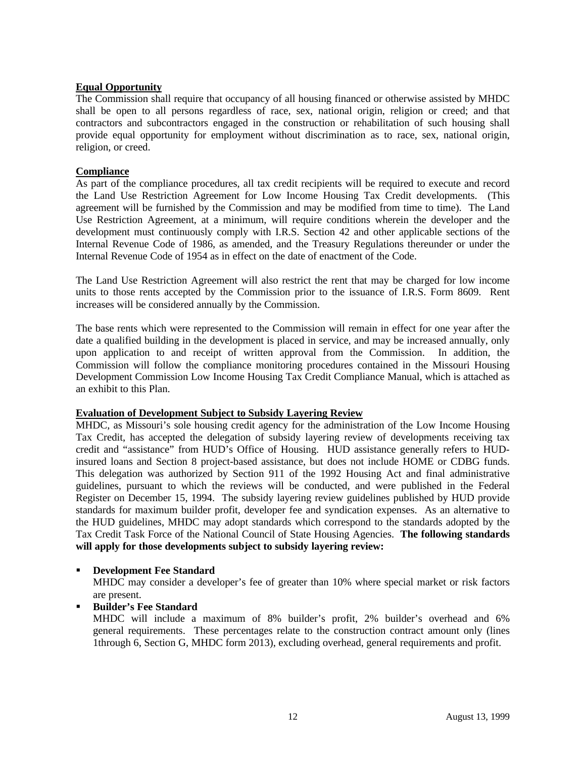**Equal Opportunity**

The Commission shall require that occupancy of all housing financed or otherwise assisted by MHDC shall be open to all persons regardless of race, sex, national origin, religion or creed; and that contractors and subcontractors engaged in the construction or rehabilitation of such housing shall provide equal opportunity for employment without discrimination as to race, sex, national origin, religion, or creed.

**Compliance**

As part of the compliance procedures, all tax credit recipients will be required to execute and record the Land Use Restriction Agreement for Low Income Housing Tax Credit developments. (This agreement will be furnished by the Commission and may be modified from time to time). The Land Use Restriction Agreement, at a minimum, will require conditions wherein the developer and the development must continuously comply with I.R.S. Section 42 and other applicable sections of the Internal Revenue Code of 1986, as amended, and the Treasury Regulations thereunder or under the Internal Revenue Code of 1954 as in effect on the date of enactment of the Code.

The Land Use Restriction Agreement will also restrict the rent that may be charged for low income units to those rents accepted by the Commission prior to the issuance of I.R.S. Form 8609. Rent increases will be considered annually by the Commission.

The base rents which were represented to the Commission will remain in effect for one year after the date a qualified building in the development is placed in service, and may be increased annually, only upon application to and receipt of written approval from the Commission. In addition, the Commission will follow the compliance monitoring procedures contained in the Missouri Housing Development Commission Low Income Housing Tax Credit Compliance Manual, which is attached as an exhibit to this Plan.

**Evaluation of Development Subject to Subsidy Layering Review**

MHDC, as Missouri's sole housing credit agency for the administration of the Low Income Housing Tax Credit, has accepted the delegation of subsidy layering review of developments receiving tax credit and "assistance" from HUD's Office of Housing. HUD assistance generally refers to HUD-insured loans and Section 8 project-based assistance, but does not include HOME or CDBG funds. This delegation was authorized by Section 911 of the 1992 Housing Act and final administrative guidelines, pursuant to which the reviews will be conducted, and were published in the Federal Register on December 15, 1994. The subsidy layering review guidelines published by HUD provide standards for maximum builder profit, developer fee and syndication expenses. As an alternative to the HUD guidelines, MHDC may adopt standards which correspond to the standards adopted by the Tax Credit Task Force of the National Council of State Housing Agencies. **The following standards will apply for those developments subject to subsidy layering review:**

- **Development Fee Standard**
  MHDC may consider a developer's fee of greater than 10% where special market or risk factors are present.
- **Builder's Fee Standard**
  MHDC will include a maximum of 8% builder's profit, 2% builder's overhead and 6% general requirements. These percentages relate to the construction contract amount only (lines 1through 6, Section G, MHDC form 2013), excluding overhead, general requirements and profit.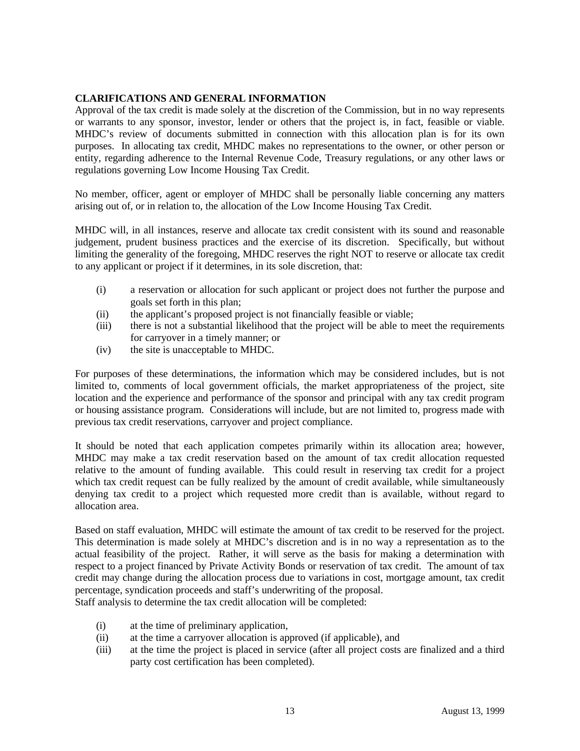**CLARIFICATIONS AND GENERAL INFORMATION**

Approval of the tax credit is made solely at the discretion of the Commission, but in no way represents or warrants to any sponsor, investor, lender or others that the project is, in fact, feasible or viable. MHDC's review of documents submitted in connection with this allocation plan is for its own purposes. In allocating tax credit, MHDC makes no representations to the owner, or other person or entity, regarding adherence to the Internal Revenue Code, Treasury regulations, or any other laws or regulations governing Low Income Housing Tax Credit.

No member, officer, agent or employer of MHDC shall be personally liable concerning any matters arising out of, or in relation to, the allocation of the Low Income Housing Tax Credit.

MHDC will, in all instances, reserve and allocate tax credit consistent with its sound and reasonable judgement, prudent business practices and the exercise of its discretion. Specifically, but without limiting the generality of the foregoing, MHDC reserves the right NOT to reserve or allocate tax credit to any applicant or project if it determines, in its sole discretion, that:

- (i) a reservation or allocation for such applicant or project does not further the purpose and goals set forth in this plan;
- (ii) the applicant's proposed project is not financially feasible or viable;
- (iii) there is not a substantial likelihood that the project will be able to meet the requirements for carryover in a timely manner; or
- (iv) the site is unacceptable to MHDC.

For purposes of these determinations, the information which may be considered includes, but is not limited to, comments of local government officials, the market appropriateness of the project, site location and the experience and performance of the sponsor and principal with any tax credit program or housing assistance program. Considerations will include, but are not limited to, progress made with previous tax credit reservations, carryover and project compliance.

It should be noted that each application competes primarily within its allocation area; however, MHDC may make a tax credit reservation based on the amount of tax credit allocation requested relative to the amount of funding available. This could result in reserving tax credit for a project which tax credit request can be fully realized by the amount of credit available, while simultaneously denying tax credit to a project which requested more credit than is available, without regard to allocation area.

Based on staff evaluation, MHDC will estimate the amount of tax credit to be reserved for the project. This determination is made solely at MHDC's discretion and is in no way a representation as to the actual feasibility of the project. Rather, it will serve as the basis for making a determination with respect to a project financed by Private Activity Bonds or reservation of tax credit. The amount of tax credit may change during the allocation process due to variations in cost, mortgage amount, tax credit percentage, syndication proceeds and staff's underwriting of the proposal.
Staff analysis to determine the tax credit allocation will be completed:

- (i) at the time of preliminary application,
- (ii) at the time a carryover allocation is approved (if applicable), and
- (iii) at the time the project is placed in service (after all project costs are finalized and a third party cost certification has been completed).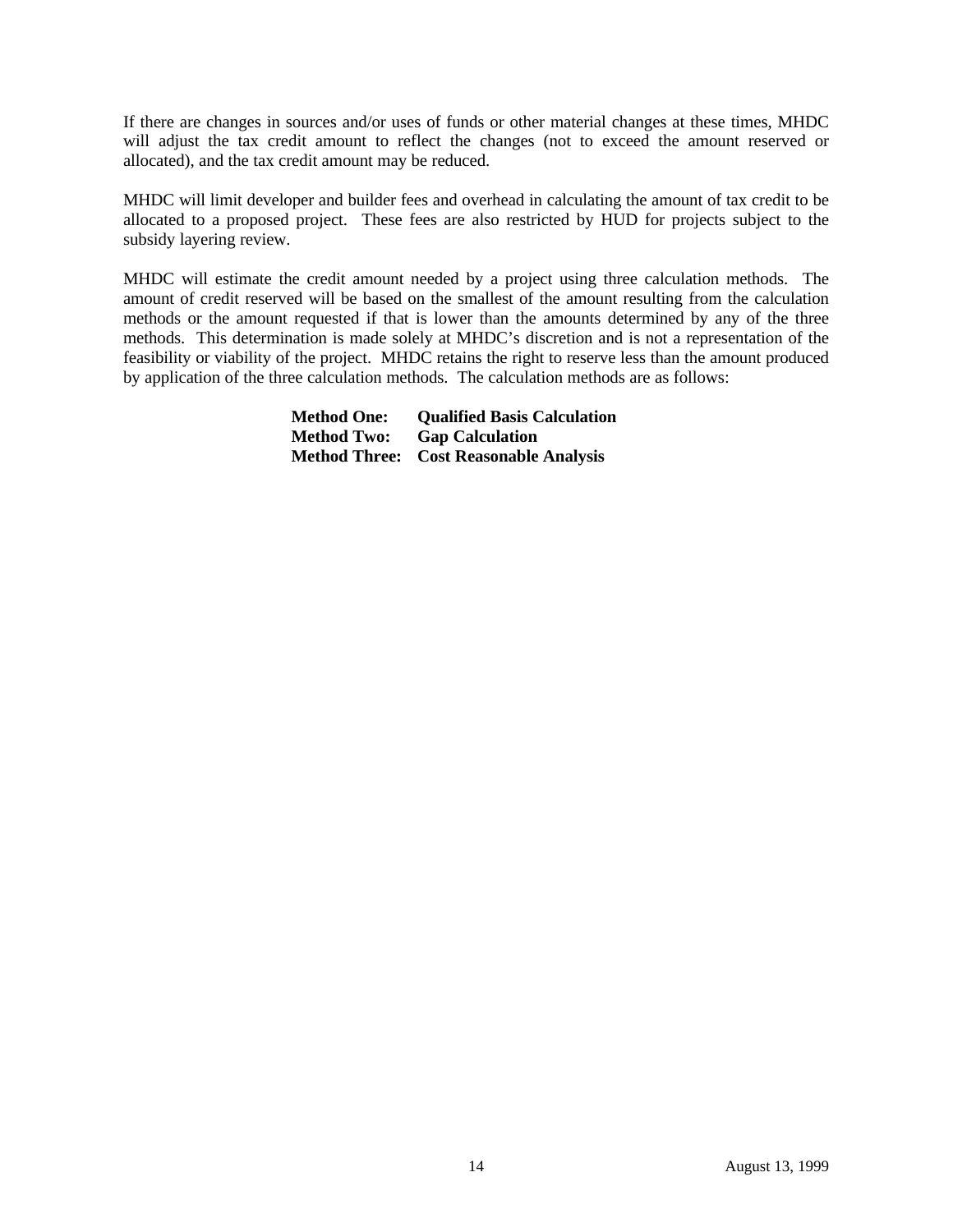If there are changes in sources and/or uses of funds or other material changes at these times, MHDC will adjust the tax credit amount to reflect the changes (not to exceed the amount reserved or allocated), and the tax credit amount may be reduced.

MHDC will limit developer and builder fees and overhead in calculating the amount of tax credit to be allocated to a proposed project. These fees are also restricted by HUD for projects subject to the subsidy layering review.

MHDC will estimate the credit amount needed by a project using three calculation methods. The amount of credit reserved will be based on the smallest of the amount resulting from the calculation methods or the amount requested if that is lower than the amounts determined by any of the three methods. This determination is made solely at MHDC's discretion and is not a representation of the feasibility or viability of the project. MHDC retains the right to reserve less than the amount produced by application of the three calculation methods. The calculation methods are as follows:

**Method One:** **Qualified Basis Calculation**
**Method Two:** **Gap Calculation**
**Method Three:** **Cost Reasonable Analysis**